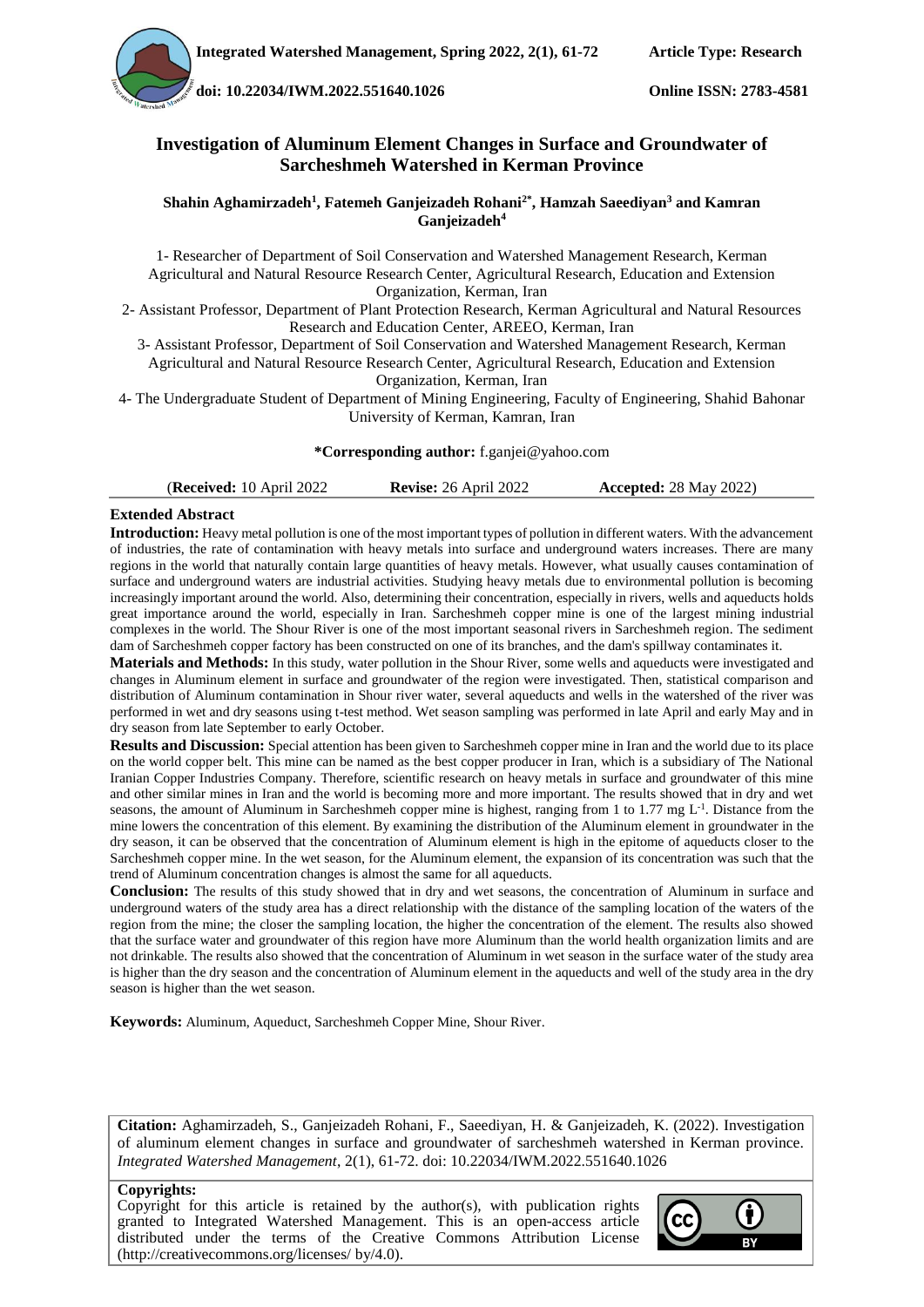# Investigation of Aluminum Element Changes in Surface and Groundwater of Sarcheshmeh Watershed in Kerman Province

**Shahin Aghamirzadeh[1], Fatemeh Ganjeizadeh Rohani[2*], Hamzah Saeediyan[3] and Kamran Ganjeizadeh[4]**

1- Researcher of Department of Soil Conservation and Watershed Management Research, Kerman Agricultural and Natural Resource Research Center, Agricultural Research, Education and Extension Organization, Kerman, Iran

2- Assistant Professor, Department of Plant Protection Research, Kerman Agricultural and Natural Resources Research and Education Center, AREEO, Kerman, Iran

3- Assistant Professor, Department of Soil Conservation and Watershed Management Research, Kerman Agricultural and Natural Resource Research Center, Agricultural Research, Education and Extension Organization, Kerman, Iran

4- The Undergraduate Student of Department of Mining Engineering, Faculty of Engineering, Shahid Bahonar University of Kerman, Kamran, Iran

**\*Corresponding author:** f.ganjei@yahoo.com

(**Received:** 10 April 2022 **Revise:** 26 April 2022 **Accepted:** 28 May 2022)

## Extended Abstract

**Introduction:** Heavy metal pollution is one of the most important types of pollution in different waters. With the advancement of industries, the rate of contamination with heavy metals into surface and underground waters increases. There are many regions in the world that naturally contain large quantities of heavy metals. However, what usually causes contamination of surface and underground waters are industrial activities. Studying heavy metals due to environmental pollution is becoming increasingly important around the world. Also, determining their concentration, especially in rivers, wells and aqueducts holds great importance around the world, especially in Iran. Sarcheshmeh copper mine is one of the largest mining industrial complexes in the world. The Shour River is one of the most important seasonal rivers in Sarcheshmeh region. The sediment dam of Sarcheshmeh copper factory has been constructed on one of its branches, and the dam's spillway contaminates it.

**Materials and Methods:** In this study, water pollution in the Shour River, some wells and aqueducts were investigated and changes in Aluminum element in surface and groundwater of the region were investigated. Then, statistical comparison and distribution of Aluminum contamination in Shour river water, several aqueducts and wells in the watershed of the river was performed in wet and dry seasons using t-test method. Wet season sampling was performed in late April and early May and in dry season from late September to early October.

**Results and Discussion:** Special attention has been given to Sarcheshmeh copper mine in Iran and the world due to its place on the world copper belt. This mine can be named as the best copper producer in Iran, which is a subsidiary of The National Iranian Copper Industries Company. Therefore, scientific research on heavy metals in surface and groundwater of this mine and other similar mines in Iran and the world is becoming more and more important. The results showed that in dry and wet seasons, the amount of Aluminum in Sarcheshmeh copper mine is highest, ranging from 1 to 1.77 mg $L^{-1}$. Distance from the mine lowers the concentration of this element. By examining the distribution of the Aluminum element in groundwater in the dry season, it can be observed that the concentration of Aluminum element is high in the epitome of aqueducts closer to the Sarcheshmeh copper mine. In the wet season, for the Aluminum element, the expansion of its concentration was such that the trend of Aluminum concentration changes is almost the same for all aqueducts.

**Conclusion:** The results of this study showed that in dry and wet seasons, the concentration of Aluminum in surface and underground waters of the study area has a direct relationship with the distance of the sampling location of the waters of the region from the mine; the closer the sampling location, the higher the concentration of the element. The results also showed that the surface water and groundwater of this region have more Aluminum than the world health organization limits and are not drinkable. The results also showed that the concentration of Aluminum in wet season in the surface water of the study area is higher than the dry season and the concentration of Aluminum element in the aqueducts and well of the study area in the dry season is higher than the wet season.

**Keywords:** Aluminum, Aqueduct, Sarcheshmeh Copper Mine, Shour River.

**Citation:** Aghamirzadeh, S., Ganjeizadeh Rohani, F., Saeediyan, H. & Ganjeizadeh, K. (2022). Investigation of aluminum element changes in surface and groundwater of sarcheshmeh watershed in Kerman province. *Integrated Watershed Management*, 2(1), 61-72. doi: 10.22034/IWM.2022.551640.1026

**Copyrights:**

Copyright for this article is retained by the author(s), with publication rights granted to Integrated Watershed Management. This is an open-access article distributed under the terms of the Creative Commons Attribution License (http://creativecommons.org/licenses/ by/4.0).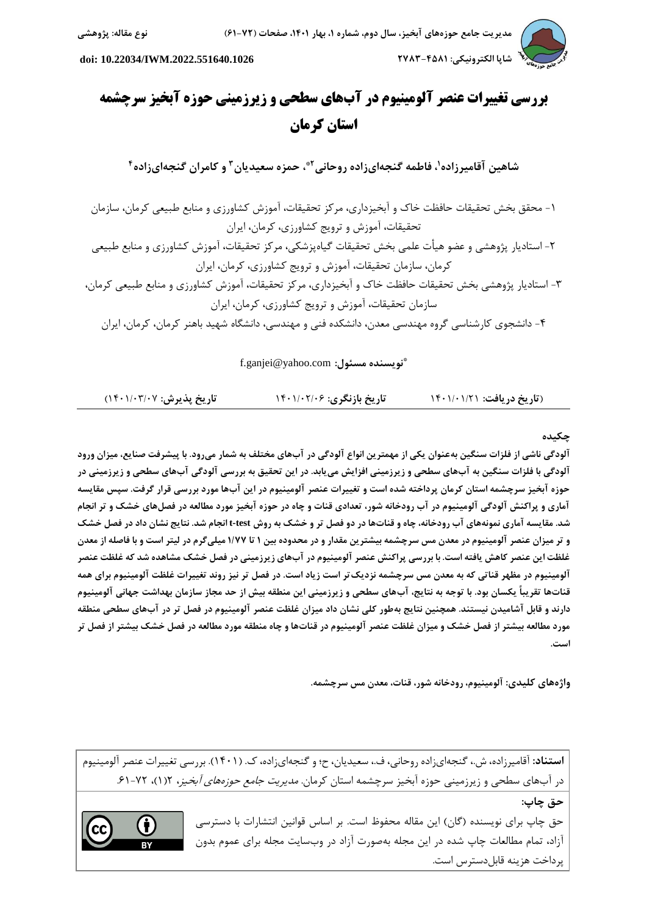نوع مقاله: پژوهشی

doi: 10.22034/IWM.2022.551640.1026

# بررسی تغییرات عنصر آلومینیوم در آب‌های سطحی و زیرزمینی حوزه آبخیز سرچشمه استان کرمان

**شاهین آقامیرزاده[1]، فاطمه گنجه‌ای‌زاده روحانی[2*]، حمزه سعیدیان[3] و کامران گنجه‌ای‌زاده[4]**

۱- محقق بخش تحقیقات حافظت خاک و آبخیزداری، مرکز تحقیقات، آموزش کشاورزی و منابع طبیعی کرمان، سازمان تحقیقات، آموزش و ترویج کشاورزی، کرمان، ایران

۲- استادیار پژوهشی و عضو هیأت علمی بخش تحقیقات گیاه‌پزشکی، مرکز تحقیقات، آموزش کشاورزی و منابع طبیعی کرمان، سازمان تحقیقات، آموزش و ترویج کشاورزی، کرمان، ایران

۳- استادیار پژوهشی بخش تحقیقات حافظت خاک و آبخیزداری، مرکز تحقیقات، آموزش کشاورزی و منابع طبیعی کرمان، سازمان تحقیقات، آموزش و ترویج کشاورزی، کرمان، ایران

۴- دانشجوی کارشناسی گروه مهندسی معدن، دانشکده فنی و مهندسی، دانشگاه شهید باهنر کرمان، کرمان، ایران

*نویسنده مسئول: f.ganjei@yahoo.com

(تاریخ دریافت: ۱۴۰۱/۰۱/۲۱ | تاریخ بازنگری: ۱۴۰۱/۰۲/۰۶ | تاریخ پذیرش: ۱۴۰۱/۰۳/۰۷)

## چکیده

**آلودگی ناشی از فلزات سنگین به‌عنوان یکی از مهمترین انواع آلودگی در آب‌های مختلف به شمار می‌رود. با پیشرفت صنایع، میزان ورود آلودگی با فلزات سنگین به آب‌های سطحی و زیرزمینی افزایش می‌یابد. در این تحقیق به بررسی آلودگی آب‌های سطحی و زیرزمینی در حوزه آبخیز سرچشمه استان کرمان پرداخته شده است و تغییرات عنصر آلومینیوم در این آب‌ها مورد بررسی قرار گرفت. سپس مقایسه آماری و پراکنش آلودگی آلومینیوم در آب رودخانه شور، تعدادی قنات و چاه در حوزه آبخیز مورد مطالعه در فصل‌های خشک و تر انجام شد. مقایسه آماری نمونه‌های آب رودخانه، چاه و قنات‌ها در دو فصل تر و خشک به روش t-test انجام شد. نتایج نشان داد در فصل خشک و تر میزان عنصر آلومینیوم در معدن مس سرچشمه بیشترین مقدار و در محدوده بین ۱ تا ۱/۷۷ میلی‌گرم در لیتر است و با فاصله از معدن غلظت این عنصر کاهش یافته است. با بررسی پراکنش عنصر آلومینیوم در آب‌های زیرزمینی در فصل خشک مشاهده شد که غلظت عنصر آلومینیوم در مظهر قناتی که به معدن مس سرچشمه نزدیک‌تر است زیاد است. در فصل تر نیز روند تغییرات غلظت آلومینیوم برای همه قنات‌ها تقریباً یکسان بود. با توجه به نتایج، آب‌های سطحی و زیرزمینی این منطقه بیش از حد مجاز سازمان بهداشت جهانی آلومینیوم دارند و قابل آشامیدن نیستند. همچنین نتایج به‌طور کلی نشان داد میزان غلظت عنصر آلومینیوم در فصل تر در آب‌های سطحی منطقه مورد مطالعه بیشتر از فصل خشک و میزان غلظت عنصر آلومینیوم در قنات‌ها و چاه منطقه مورد مطالعه در فصل خشک بیشتر از فصل تر است.**

**واژه‌های کلیدی:** آلومینیوم، رودخانه شور، قنات، معدن مس سرچشمه.

**استناد:** آقامیرزاده، ش.، گنجه‌ای‌زاده روحانی، ف.، سعیدیان، ح؛ و گنجه‌ای‌زاده، ک. (۱۴۰۱). بررسی تغییرات عنصر آلومینیوم در آب‌های سطحی و زیرزمینی حوزه آبخیز سرچشمه استان کرمان. *مدیریت جامع حوزه‌های آبخیز*، ۲(۱)، ۷۲-۶۱.

**حق چاپ:**

حق چاپ برای نویسنده (گان) این مقاله محفوظ است. بر اساس قوانین انتشارات با دسترسی آزاد، تمام مطالعات چاپ شده در این مجله به‌صورت آزاد در وب‌سایت مجله برای عموم بدون پرداخت هزینه قابل‌دسترس است.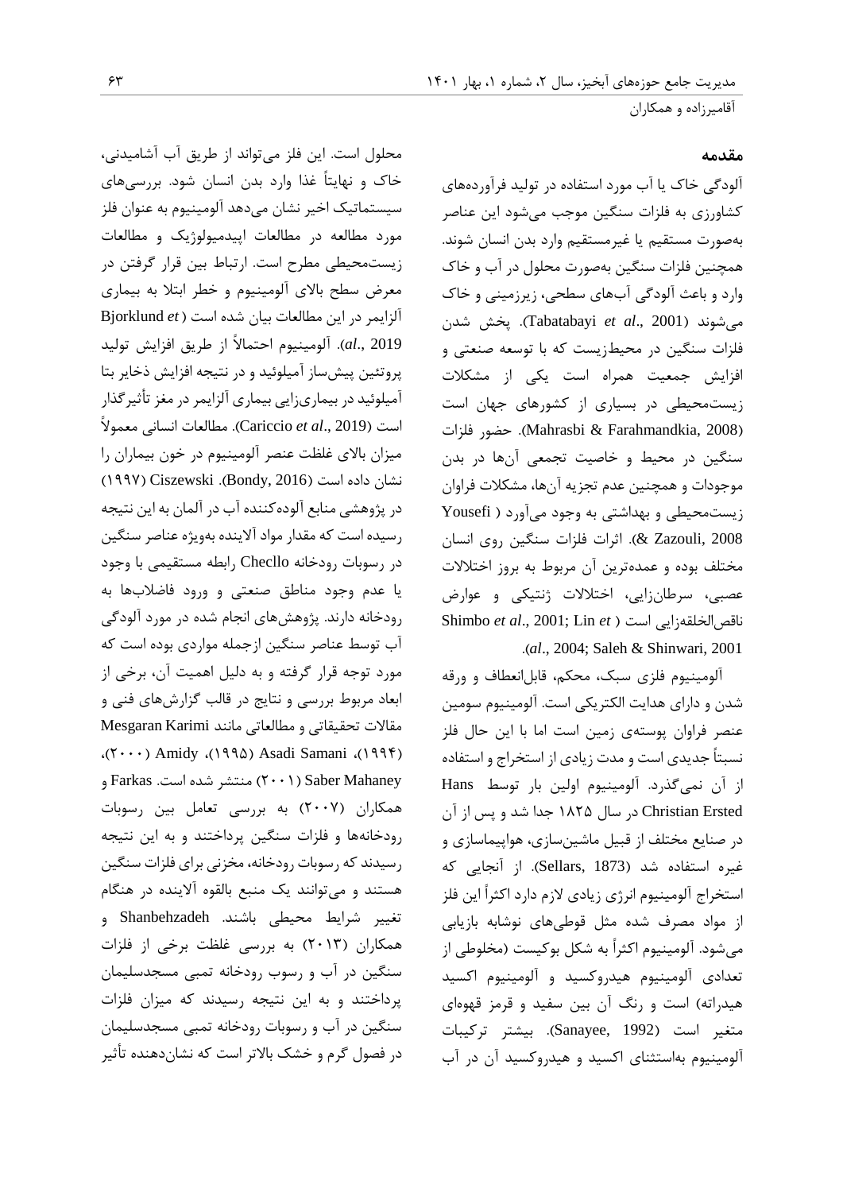## مقدمه

آلودگی خاک یا آب مورد استفاده در تولید فرآورده‌های کشاورزی به فلزات سنگین موجب می‌شود این عناصر به‌صورت مستقیم یا غیرمستقیم وارد بدن انسان شوند. همچنین فلزات سنگین به‌صورت محلول در آب و خاک وارد و باعث آلودگی آب‌های سطحی، زیرزمینی و خاک می‌شوند (Tabatabayi *et al*., 2001). پخش شدن فلزات سنگین در محیط‌زیست که با توسعه صنعتی و افزایش جمعیت همراه است یکی از مشکلات زیست‌محیطی در بسیاری از کشورهای جهان است (Mahrasbi & Farahmandkia, 2008). حضور فلزات سنگین در محیط و خاصیت تجمعی آن‌ها در بدن موجودات و همچنین عدم تجزیه آن‌ها، مشکلات فراوان زیست‌محیطی و بهداشتی به وجود می‌آورد (Yousefi & Zazouli, 2008). اثرات فلزات سنگین روی انسان مختلف بوده و عمده‌ترین آن مربوط به بروز اختلالات عصبی، سرطان‌زایی، اختلالات ژنتیکی و عوارض ناقص‌الخلقه‌زایی است (Shimbo *et al*., 2001; Lin *et al*., 2004; Saleh & Shinwari, 2001).

آلومینیوم فلزی سبک، محکم، قابل‌انعطاف و ورقه شدن و دارای هدایت الکتریکی است. آلومینیوم سومین عنصر فراوان پوسته‌ی زمین است اما با این حال فلز نسبتاً جدیدی است و مدت زیادی از استخراج و استفاده از آن نمی‌گذرد. آلومینیوم اولین بار توسط Hans Christian Ersted در سال ۱۸۲۵ جدا شد و پس از آن در صنایع مختلف از قبیل ماشین‌سازی، هواپیماسازی و غیره استفاده شد (Sellars, 1873). از آنجایی که استخراج آلومینیوم انرژی زیادی لازم دارد اکثراً این فلز از مواد مصرف شده مثل قوطی‌های نوشابه بازیابی می‌شود. آلومینیوم اکثراً به شکل بوکیست (مخلوطی از تعدادی آلومینیوم هیدروکسید و آلومینیوم اکسید هیدراته) است و رنگ آن بین سفید و قرمز قهوه‌ای متغیر است (Sanayee, 1992). بیشتر ترکیبات آلومینیوم به‌استثنای اکسید و هیدروکسید آن در آب محلول است. این فلز می‌تواند از طریق آب آشامیدنی، خاک و نهایتاً غذا وارد بدن انسان شود. بررسی‌های سیستماتیک اخیر نشان می‌دهد آلومینیوم به عنوان فلز مورد مطالعه در مطالعات اپیدمیولوژیک و مطالعات زیست‌محیطی مطرح است. ارتباط بین قرار گرفتن در معرض سطح بالای آلومینیوم و خطر ابتلا به بیماری آلزایمر در این مطالعات بیان شده است (Bjorklund *et al*., 2019). آلومینیوم احتمالاً از طریق افزایش تولید پروتئین پیش‌ساز آمیلوئید و در نتیجه افزایش ذخایر بتا آمیلوئید در بیماری‌زایی بیماری آلزایمر در مغز تأثیرگذار است (Cariccio *et al*., 2019). مطالعات انسانی معمولاً میزان بالای غلظت عنصر آلومینیوم در خون بیماران را نشان داده است (Bondy, 2016). Ciszewski (۱۹۹۷) در پژوهشی منابع آلوده‌کننده آب در آلمان به این نتیجه رسیده است که مقدار مواد آلاینده به‌ویژه عناصر سنگین در رسوبات رودخانه Checllo رابطه مستقیمی با وجود یا عدم وجود مناطق صنعتی و ورود فاضلاب‌ها به رودخانه دارند. پژوهش‌های انجام شده در مورد آلودگی آب توسط عناصر سنگین ازجمله مواردی بوده است که مورد توجه قرار گرفته و به دلیل اهمیت آن، برخی از ابعاد مربوط بررسی و نتایج در قالب گزارش‌های فنی و مقالات تحقیقاتی و مطالعاتی مانند Mesgaran Karimi (۱۹۹۴)، Asadi Samani (۱۹۹۵)، Amidy (۲۰۰۰)، Saber Mahaney (۲۰۰۱) منتشر شده است. Farkas و همکاران (۲۰۰۷) به بررسی تعامل بین رسوبات رودخانه‌ها و فلزات سنگین پرداختند و به این نتیجه رسیدند که رسوبات رودخانه، مخزنی برای فلزات سنگین هستند و می‌توانند یک منبع بالقوه آلاینده در هنگام تغییر شرایط محیطی باشند. Shanbehzadeh و همکاران (۲۰۱۳) به بررسی غلظت برخی از فلزات سنگین در آب و رسوب رودخانه تمبی مسجدسلیمان پرداختند و به این نتیجه رسیدند که میزان فلزات سنگین در آب و رسوبات رودخانه تمبی مسجدسلیمان در فصول گرم و خشک بالاتر است که نشان‌دهنده تأثیر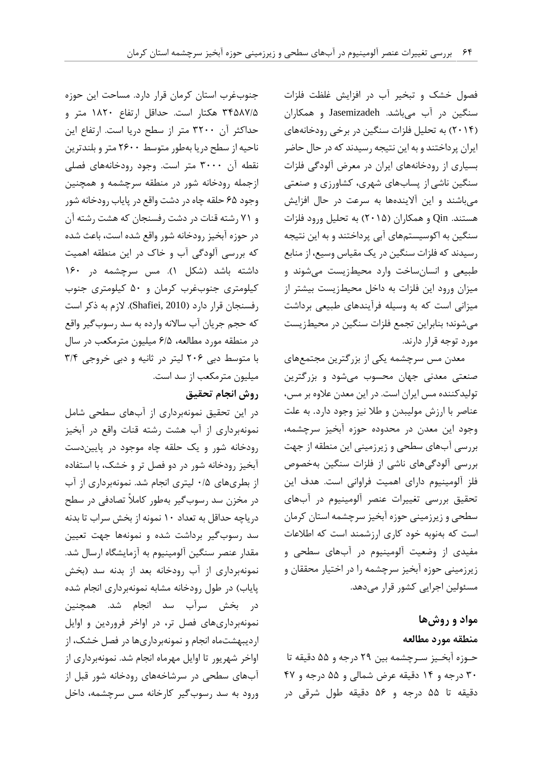فصول خشک و تبخیر آب در افزایش غلظت فلزات سنگین در آب می‌باشد. Jasemizadeh و همکاران (۲۰۱۴) به تحلیل فلزات سنگین در برخی رودخانه‌های ایران پرداختند و به این نتیجه رسیدند که در حال حاضر بسیاری از رودخانه‌های ایران در معرض آلودگی فلزات سنگین ناشی از پساب‌های شهری، کشاورزی و صنعتی می‌باشند و این آلاینده‌ها به سرعت در حال افزایش هستند. Qin و همکاران (۲۰۱۵) به تحلیل ورود فلزات سنگین به اکوسیستم‌های آبی پرداختند و به این نتیجه رسیدند که فلزات سنگین در یک مقیاس وسیع، از منابع طبیعی و انسان‌ساخت وارد محیط‌زیست می‌شوند و میزان ورود این فلزات به داخل محیط‌زیست بیشتر از میزانی است که به وسیله فرآیندهای طبیعی برداشت می‌شوند؛ بنابراین تجمع فلزات سنگین در محیط‌زیست مورد توجه قرار دارند.

معدن مس سرچشمه یکی از بزرگترین مجتمع‌های صنعتی معدنی جهان محسوب می‌شود و بزرگترین تولیدکننده مس ایران است. در این معدن علاوه بر مس، عناصر با ارزش مولیبدن و طلا نیز وجود دارد. به علت وجود این معدن در محدوده حوزه آبخیز سرچشمه، بررسی آب‌های سطحی و زیرزمینی این منطقه از جهت بررسی آلودگی‌های ناشی از فلزات سنگین به‌خصوص فلز آلومینیوم دارای اهمیت فراوانی است. هدف این تحقیق بررسی تغییرات عنصر آلومینیوم در آب‌های سطحی و زیرزمینی حوزه آبخیز سرچشمه استان کرمان است که به‌نوبه خود کاری ارزشمند است که اطلاعات مفیدی از وضعیت آلومینیوم در آب‌های سطحی و زیرزمینی حوزه آبخیز سرچشمه را در اختیار محققان و مسئولین اجرایی کشور قرار می‌دهد.

## مواد و روش‌ها

### منطقه مورد مطالعه

حوزه آبخیز سرچشمه بین ۲۹ درجه و ۵۵ دقیقه تا ۳۰ درجه و ۱۴ دقیقه عرض شمالی و ۵۵ درجه و ۴۷ دقیقه تا ۵۵ درجه و ۵۶ دقیقه طول شرقی در جنوب‌غرب استان کرمان قرار دارد. مساحت این حوزه ۳۴۵۸۷/۵ هکتار است. حداقل ارتفاع ۱۸۲۰ متر و حداکثر آن ۳۲۰۰ متر از سطح دریا است. ارتفاع این ناحیه از سطح دریا به‌طور متوسط ۲۶۰۰ متر و بلندترین نقطه آن ۳۰۰۰ متر است. وجود رودخانه‌های فصلی ازجمله رودخانه شور در منطقه سرچشمه و همچنین وجود ۶۵ حلقه چاه در دشت واقع در پایاب رودخانه شور و ۷۱ رشته قنات در دشت رفسنجان که هشت رشته آن در حوزه آبخیز رودخانه شور واقع شده است، باعث شده که بررسی آلودگی آب و خاک در این منطقه اهمیت داشته باشد (شکل ۱). مس سرچشمه در ۱۶۰ کیلومتری جنوب‌غرب کرمان و ۵۰ کیلومتری جنوب رفسنجان قرار دارد (Shafiei, 2010). لازم به ذکر است که حجم جریان آب سالانه وارده به سد رسوب‌گیر واقع در منطقه مورد مطالعه، ۶/۵ میلیون مترمکعب در سال با متوسط دبی ۲۰۶ لیتر در ثانیه و دبی خروجی ۳/۴ میلیون مترمکعب از سد است.

### روش انجام تحقیق

در این تحقیق نمونه‌برداری از آب‌های سطحی شامل نمونه‌برداری از آب هشت رشته قنات واقع در آبخیز رودخانه شور و یک حلقه چاه موجود در پایین‌دست آبخیز رودخانه شور در دو فصل تر و خشک، با استفاده از بطری‌های ۰/۵ لیتری انجام شد. نمونه‌برداری از آب در مخزن سد رسوب‌گیر به‌طور کاملاً تصادفی در سطح دریاچه حداقل به تعداد ۱۰ نمونه از بخش سراب تا بدنه سد رسوب‌گیر برداشت شده و نمونه‌ها جهت تعیین مقدار عنصر سنگین آلومینیوم به آزمایشگاه ارسال شد. نمونه‌برداری از آب رودخانه بعد از بدنه سد (بخش پایاب) در طول رودخانه مشابه نمونه‌برداری انجام شده در بخش سرآب سد انجام شد. همچنین نمونه‌برداری‌های فصل تر، در اواخر فروردین و اوایل اردیبهشت‌ماه انجام و نمونه‌برداری‌ها در فصل خشک، از اواخر شهریور تا اوایل مهرماه انجام شد. نمونه‌برداری از آب‌های سطحی در سرشاخه‌های رودخانه شور قبل از ورود به سد رسوب‌گیر کارخانه مس سرچشمه، داخل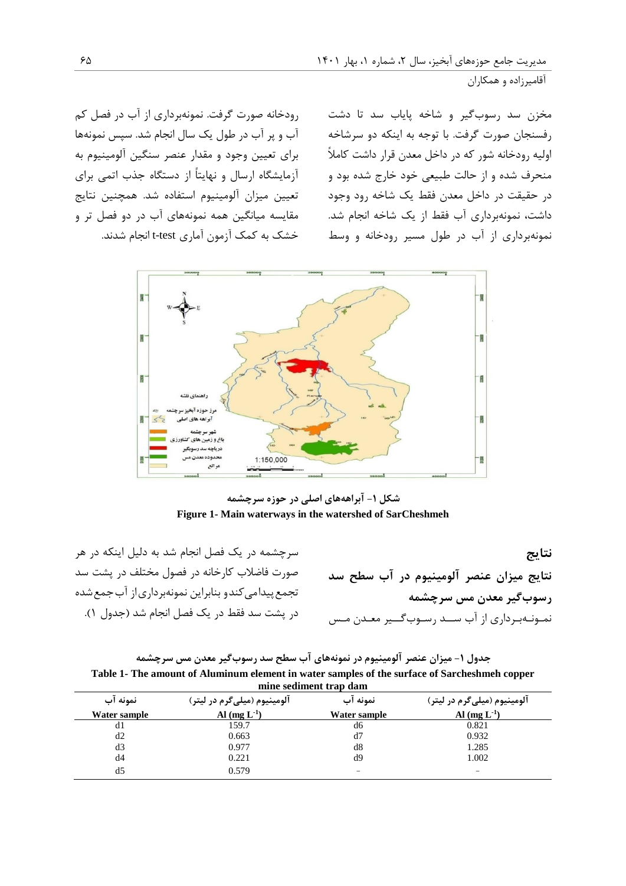مخزن سد رسوب‌گیر و شاخه پایاب سد تا دشت رفسنجان صورت گرفت. با توجه به اینکه دو سرشاخه اولیه رودخانه شور که در داخل معدن قرار داشت کاملاً منحرف شده و از حالت طبیعی خود خارج شده بود و در حقیقت در داخل معدن فقط یک شاخه رود وجود داشت، نمونه‌برداری آب فقط از یک شاخه انجام شد. نمونه‌برداری از آب در طول مسیر رودخانه و وسط رودخانه صورت گرفت. نمونه‌برداری از آب در فصل کم آب و پر آب در طول یک سال انجام شد. سپس نمونه‌ها برای تعیین وجود و مقدار عنصر سنگین آلومینیوم به آزمایشگاه ارسال و نهایتاً از دستگاه جذب اتمی برای تعیین میزان آلومینیوم استفاده شد. همچنین نتایج مقایسه میانگین همه نمونه‌های آب در دو فصل تر و خشک به کمک آزمون آماری t-test انجام شدند.

**شکل ۱- آبراهه‌های اصلی در حوزه سرچشمه**

**Figure 1- Main waterways in the watershed of SarCheshmeh**

## نتایج

### نتایج میزان عنصر آلومینیوم در آب سطح سد رسوب‌گیر معدن مس سرچشمه

نمونه‌برداری از آب سد رسوب‌گیر معدن مس سرچشمه در یک فصل انجام شد به دلیل اینکه در هر صورت فاضلاب کارخانه در فصول مختلف در پشت سد تجمع پیدا می‌کند و بنابراین نمونه‌برداری از آب جمع شده در پشت سد فقط در یک فصل انجام شد (جدول ۱).

**جدول ۱- میزان عنصر آلومینیوم در نمونه‌های آب سطح سد رسوب‌گیر معدن مس سرچشمه**

**Table 1- The amount of Aluminum element in water samples of the surface of Sarcheshmeh copper mine sediment trap dam**

| نمونه آب Water sample | آلومینیوم (میلی‌گرم در لیتر) Al ($mg\ L^{-1}$) | نمونه آب Water sample | آلومینیوم (میلی‌گرم در لیتر) Al ($mg\ L^{-1}$) |
|---|---|---|---|
| d1 | 159.7 | d6 | 0.821 |
| d2 | 0.663 | d7 | 0.932 |
| d3 | 0.977 | d8 | 1.285 |
| d4 | 0.221 | d9 | 1.002 |
| d5 | 0.579 | - | - |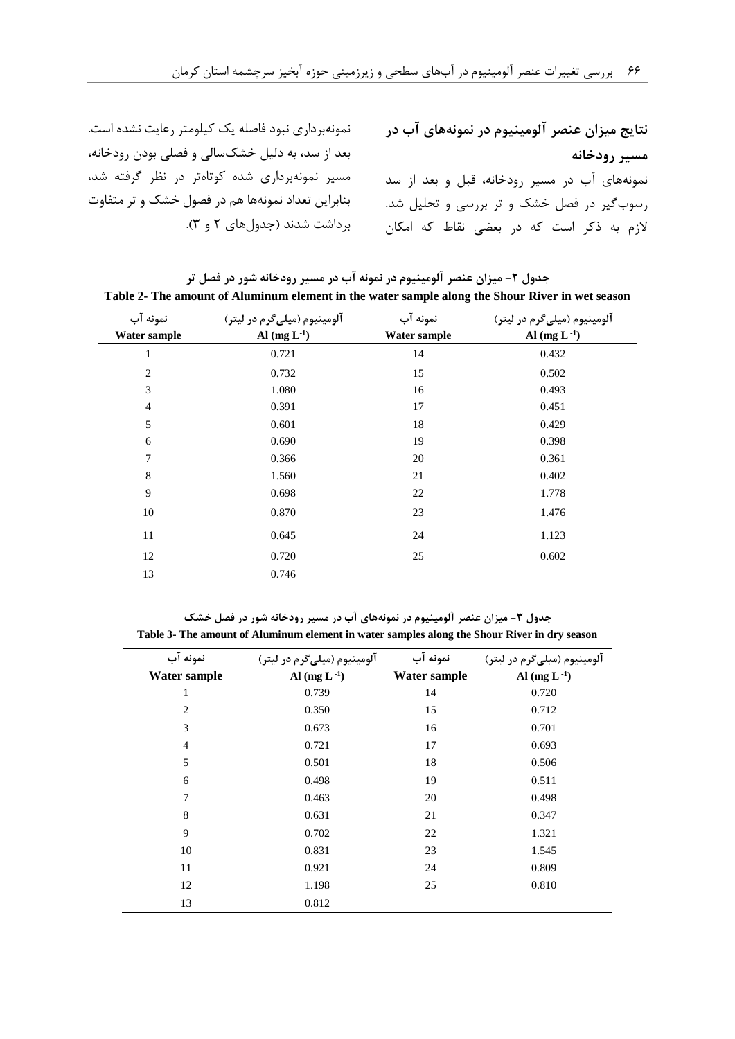## نتایج میزان عنصر آلومینیوم در نمونه‌های آب در مسیر رودخانه

نمونه‌های آب در مسیر رودخانه، قبل و بعد از سد رسوب‌گیر در فصل خشک و تر بررسی و تحلیل شد. لازم به ذکر است که در بعضی نقاط که امکان نمونه‌برداری نبود فاصله یک کیلومتر رعایت نشده است. بعد از سد، به دلیل خشک‌سالی و فصلی بودن رودخانه، مسیر نمونه‌برداری شده کوتاه‌تر در نظر گرفته شد، بنابراین تعداد نمونه‌ها هم در فصول خشک و تر متفاوت برداشت شدند (جدول‌های ۲ و ۳).

**جدول ۲- میزان عنصر آلومینیوم در نمونه آب در مسیر رودخانه شور در فصل تر**

**Table 2- The amount of Aluminum element in the water sample along the Shour River in wet season**

| نمونه آب<br>Water sample | آلومینیوم (میلی‌گرم در لیتر)<br>Al (mg $L^{-1}$) | نمونه آب<br>Water sample | آلومینیوم (میلی‌گرم در لیتر)<br>Al (mg $L^{-1}$) |
|---|---|---|---|
| 1 | 0.721 | 14 | 0.432 |
| 2 | 0.732 | 15 | 0.502 |
| 3 | 1.080 | 16 | 0.493 |
| 4 | 0.391 | 17 | 0.451 |
| 5 | 0.601 | 18 | 0.429 |
| 6 | 0.690 | 19 | 0.398 |
| 7 | 0.366 | 20 | 0.361 |
| 8 | 1.560 | 21 | 0.402 |
| 9 | 0.698 | 22 | 1.778 |
| 10 | 0.870 | 23 | 1.476 |
| 11 | 0.645 | 24 | 1.123 |
| 12 | 0.720 | 25 | 0.602 |
| 13 | 0.746 | | |

**جدول ۳- میزان عنصر آلومینیوم در نمونه‌های آب در مسیر رودخانه شور در فصل خشک**

**Table 3- The amount of Aluminum element in water samples along the Shour River in dry season**

| نمونه آب<br>Water sample | آلومینیوم (میلی‌گرم در لیتر)<br>Al (mg $L^{-1}$) | نمونه آب<br>Water sample | آلومینیوم (میلی‌گرم در لیتر)<br>Al (mg $L^{-1}$) |
|---|---|---|---|
| 1 | 0.739 | 14 | 0.720 |
| 2 | 0.350 | 15 | 0.712 |
| 3 | 0.673 | 16 | 0.701 |
| 4 | 0.721 | 17 | 0.693 |
| 5 | 0.501 | 18 | 0.506 |
| 6 | 0.498 | 19 | 0.511 |
| 7 | 0.463 | 20 | 0.498 |
| 8 | 0.631 | 21 | 0.347 |
| 9 | 0.702 | 22 | 1.321 |
| 10 | 0.831 | 23 | 1.545 |
| 11 | 0.921 | 24 | 0.809 |
| 12 | 1.198 | 25 | 0.810 |
| 13 | 0.812 | | |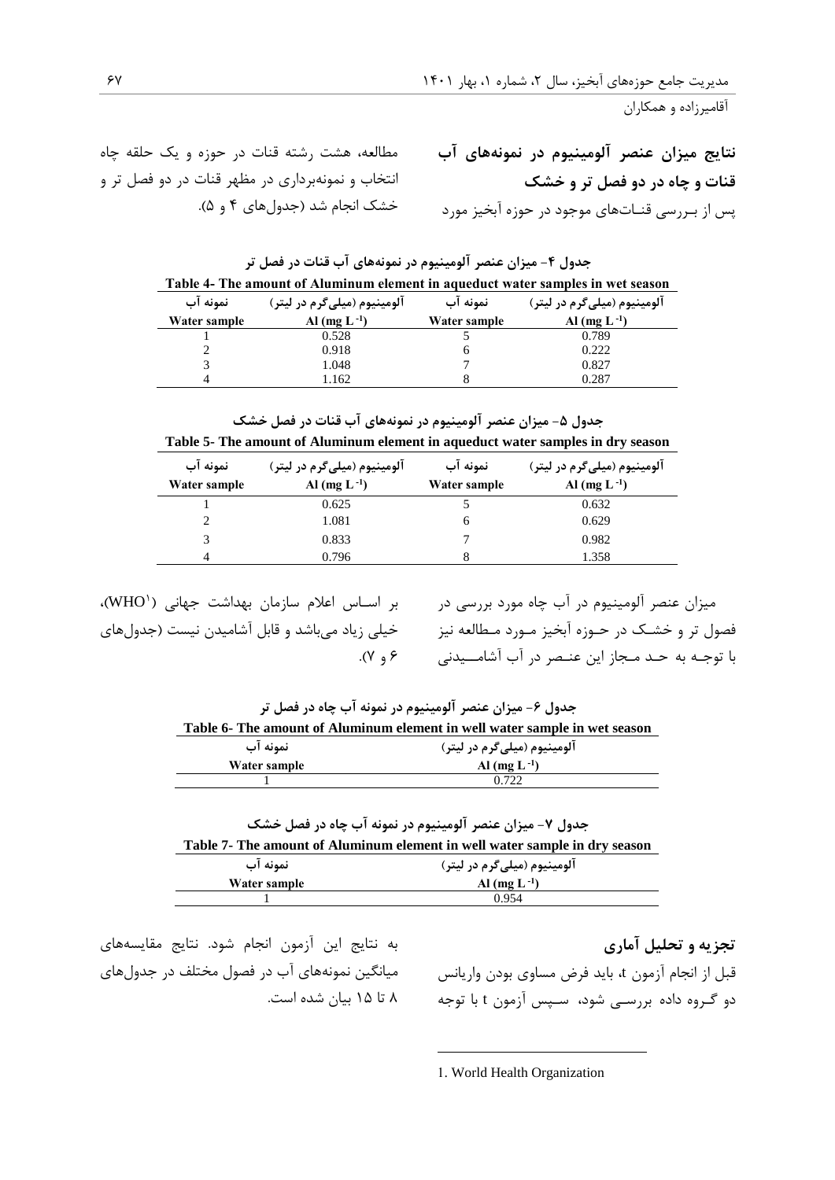## نتایج میزان عنصر آلومینیوم در نمونه‌های آب قنات و چاه در دو فصل تر و خشک

پس از بـررسی قنـات‌های موجود در حوزه آبخیز مورد مطالعه، هشت رشته قنات در حوزه و یک حلقه چاه انتخاب و نمونه‌برداری در مظهر قنات در دو فصل تر و خشک انجام شد (جدول‌های ۴ و ۵).

جدول ۴- میزان عنصر آلومینیوم در نمونه‌های آب قنات در فصل تر

Table 4- The amount of Aluminum element in aqueduct water samples in wet season

| نمونه آب<br>Water sample | آلومینیوم (میلی‌گرم در لیتر)<br>Al ($mg\ L^{-1}$) | نمونه آب<br>Water sample | آلومینیوم (میلی‌گرم در لیتر)<br>Al ($mg\ L^{-1}$) |
|---|---|---|---|
| 1 | 0.528 | 5 | 0.789 |
| 2 | 0.918 | 6 | 0.222 |
| 3 | 1.048 | 7 | 0.827 |
| 4 | 1.162 | 8 | 0.287 |

جدول ۵- میزان عنصر آلومینیوم در نمونه‌های آب قنات در فصل خشک

Table 5- The amount of Aluminum element in aqueduct water samples in dry season

| نمونه آب<br>Water sample | آلومینیوم (میلی‌گرم در لیتر)<br>Al ($mg\ L^{-1}$) | نمونه آب<br>Water sample | آلومینیوم (میلی‌گرم در لیتر)<br>Al ($mg\ L^{-1}$) |
|---|---|---|---|
| 1 | 0.625 | 5 | 0.632 |
| 2 | 1.081 | 6 | 0.629 |
| 3 | 0.833 | 7 | 0.982 |
| 4 | 0.796 | 8 | 1.358 |

میزان عنصر آلومینیوم در آب چاه مورد بررسی در فصول تر و خشک در حـوزه آبخیز مـورد مـطالعه نیز با توجـه به حـد مـجاز این عنـصر در آب آشامـــیدنی بر اســاس اعلام سازمان بهداشت جهانی (WHO[1])، خیلی زیاد می‌باشد و قابل آشامیدن نیست (جدول‌های ۶ و ۷).

جدول ۶- میزان عنصر آلومینیوم در نمونه آب چاه در فصل تر

Table 6- The amount of Aluminum element in well water sample in wet season

| نمونه آب<br>Water sample | آلومینیوم (میلی‌گرم در لیتر)<br>Al ($mg\ L^{-1}$) |
|---|---|
| 1 | 0.722 |

جدول ۷- میزان عنصر آلومینیوم در نمونه آب چاه در فصل خشک

Table 7- The amount of Aluminum element in well water sample in dry season

| نمونه آب<br>Water sample | آلومینیوم (میلی‌گرم در لیتر)<br>Al ($mg\ L^{-1}$) |
|---|---|
| 1 | 0.954 |

## تجزیه و تحلیل آماری

قبل از انجام آزمون t، باید فرض مساوی بودن واریانس دو گـروه داده بررســی شود، ســپس آزمون t با توجه به نتایج این آزمون انجام شود. نتایج مقایسه‌های میانگین نمونه‌های آب در فصول مختلف در جدول‌های ۸ تا ۱۵ بیان شده است.

1. World Health Organization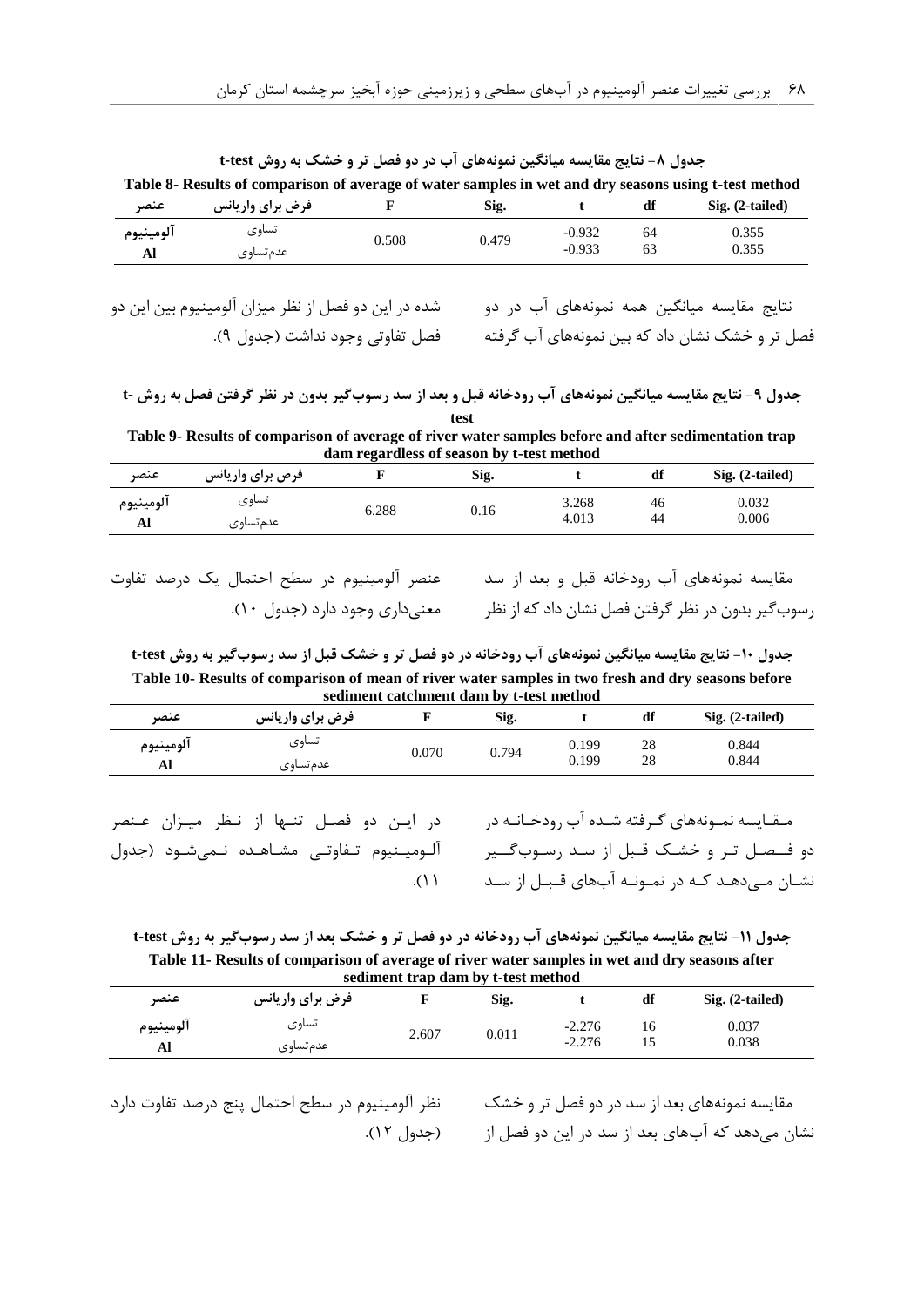**جدول ۸- نتایج مقایسه میانگین نمونه‌های آب در دو فصل تر و خشک به روش t-test**

**Table 8- Results of comparison of average of water samples in wet and dry seasons using t-test method**

| عنصر | فرض برای واریانس | F | Sig. | t | df | Sig. (2-tailed) |
|---|---|---|---|---|---|---|
| آلومینیوم Al | تساوی | 0.508 | 0.479 | -0.932 | 64 | 0.355 |
| | عدم‌تساوی | | | -0.933 | 63 | 0.355 |

نتایج مقایسه میانگین همه نمونه‌های آب در دو فصل تر و خشک نشان داد که بین نمونه‌های آب گرفته شده در این دو فصل از نظر میزان آلومینیوم بین این دو فصل تفاوتی وجود نداشت (جدول ۹).

**جدول ۹- نتایج مقایسه میانگین نمونه‌های آب رودخانه قبل و بعد از سد رسوب‌گیر بدون در نظر گرفتن فصل به روش t-test**

**Table 9- Results of comparison of average of river water samples before and after sedimentation trap dam regardless of season by t-test method**

| عنصر | فرض برای واریانس | F | Sig. | t | df | Sig. (2-tailed) |
|---|---|---|---|---|---|---|
| آلومینیوم Al | تساوی | 6.288 | 0.16 | 3.268 | 46 | 0.032 |
| | عدم‌تساوی | | | 4.013 | 44 | 0.006 |

مقایسه نمونه‌های آب رودخانه قبل و بعد از سد رسوب‌گیر بدون در نظر گرفتن فصل نشان داد که از نظر عنصر آلومینیوم در سطح احتمال یک درصد تفاوت معنی‌داری وجود دارد (جدول ۱۰).

**جدول ۱۰- نتایج مقایسه میانگین نمونه‌های آب رودخانه در دو فصل تر و خشک قبل از سد رسوب‌گیر به روش t-test**

**Table 10- Results of comparison of mean of river water samples in two fresh and dry seasons before sediment catchment dam by t-test method**

| عنصر | فرض برای واریانس | F | Sig. | t | df | Sig. (2-tailed) |
|---|---|---|---|---|---|---|
| آلومینیوم Al | تساوی | 0.070 | 0.794 | 0.199 | 28 | 0.844 |
| | عدم‌تساوی | | | 0.199 | 28 | 0.844 |

مقایسه نمونه‌های گرفته شده آب رودخانه در دو فصل تر و خشک قبل از سد رسوب‌گیر نشان می‌دهد که در نمونه آب‌های قبل از سد در این دو فصل تنها از نظر میزان عنصر آلومینیوم تفاوتی مشاهده نمی‌شود (جدول ۱۱).

**جدول ۱۱- نتایج مقایسه میانگین نمونه‌های آب رودخانه در دو فصل تر و خشک بعد از سد رسوب‌گیر به روش t-test**

**Table 11- Results of comparison of average of river water samples in wet and dry seasons after sediment trap dam by t-test method**

| عنصر | فرض برای واریانس | F | Sig. | t | df | Sig. (2-tailed) |
|---|---|---|---|---|---|---|
| آلومینیوم Al | تساوی | 2.607 | 0.011 | -2.276 | 16 | 0.037 |
| | عدم‌تساوی | | | -2.276 | 15 | 0.038 |

مقایسه نمونه‌های بعد از سد در دو فصل تر و خشک نشان می‌دهد که آب‌های بعد از سد در این دو فصل از نظر آلومینیوم در سطح احتمال پنج درصد تفاوت دارد (جدول ۱۲).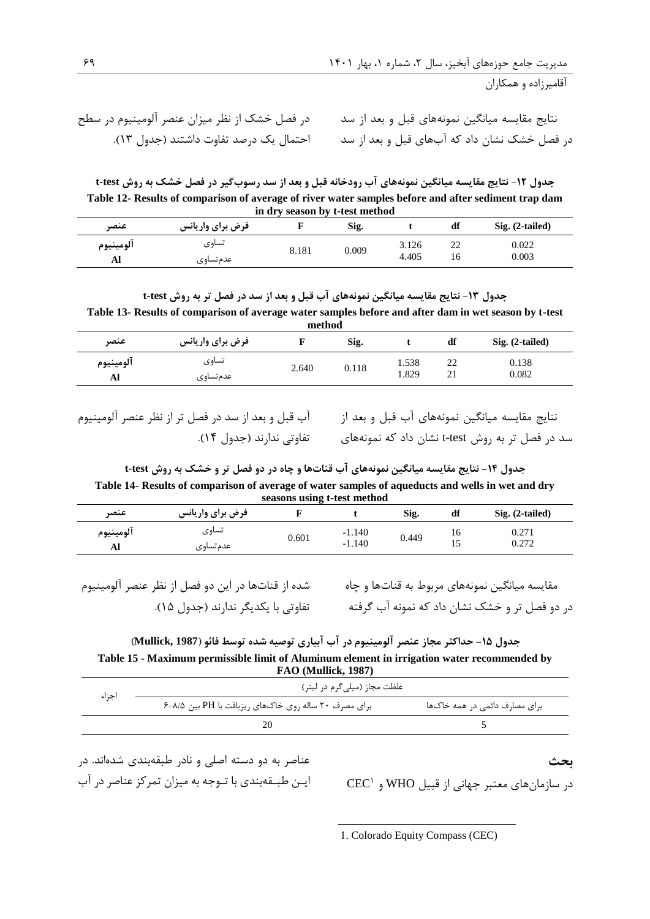نتایج مقایسه میانگین نمونه‌های قبل و بعد از سد در فصل خشک نشان داد که آب‌های قبل و بعد از سد در فصل خشک از نظر میزان عنصر آلومینیوم در سطح احتمال یک درصد تفاوت داشتند (جدول ۱۳).

**جدول ۱۲- نتایج مقایسه میانگین نمونه‌های آب رودخانه قبل و بعد از سد رسوب‌گیر در فصل خشک به روش t-test**

**Table 12- Results of comparison of average of river water samples before and after sediment trap dam in dry season by t-test method**

| عنصر | فرض برای واریانس | F | Sig. | t | df | Sig. (2-tailed) |
|---|---|---|---|---|---|---|
| آلومینیوم Al | تساوی | 8.181 | 0.009 | 3.126 | 22 | 0.022 |
| | عدم‌تساوی | | | 4.405 | 16 | 0.003 |

**جدول ۱۳- نتایج مقایسه میانگین نمونه‌های آب قبل و بعد از سد در فصل تر به روش t-test**

**Table 13- Results of comparison of average water samples before and after dam in wet season by t-test method**

| عنصر | فرض برای واریانس | F | Sig. | t | df | Sig. (2-tailed) |
|---|---|---|---|---|---|---|
| آلومینیوم Al | تساوی | 2.640 | 0.118 | 1.538 | 22 | 0.138 |
| | عدم‌تساوی | | | 1.829 | 21 | 0.082 |

نتایج مقایسه میانگین نمونه‌های آب قبل و بعد از سد در فصل تر به روش t-test نشان داد که نمونه‌های آب قبل و بعد از سد در فصل تر از نظر عنصر آلومینیوم تفاوتی ندارند (جدول ۱۴).

**جدول ۱۴- نتایج مقایسه میانگین نمونه‌های آب قنات‌ها و چاه در دو فصل تر و خشک به روش t-test**

**Table 14- Results of comparison of average of water samples of aqueducts and wells in wet and dry seasons using t-test method**

| عنصر | فرض برای واریانس | F | t | Sig. | df | Sig. (2-tailed) |
|---|---|---|---|---|---|---|
| آلومینیوم Al | تساوی | 0.601 | -1.140 | 0.449 | 16 | 0.271 |
| | عدم‌تساوی | | -1.140 | | 15 | 0.272 |

مقایسه میانگین نمونه‌های مربوط به قنات‌ها و چاه در دو فصل تر و خشک نشان داد که نمونه آب گرفته شده از قنات‌ها در این دو فصل از نظر عنصر آلومینیوم تفاوتی با یکدیگر ندارند (جدول ۱۵).

**جدول ۱۵- حداکثر مجاز عنصر آلومینیوم در آب آبیاری توصیه شده توسط فائو (Mullick, 1987)**

**Table 15 - Maximum permissible limit of Aluminum element in irrigation water recommended by FAO (Mullick, 1987)**

| اجزاء | غلظت مجاز (میلی‌گرم در لیتر) | |
|---|---|---|
| | برای مصرف ۲۰ ساله روی خاک‌های ریزبافت با PH بین ۸/۵-۶ | برای مصارف دائمی در همه خاک‌ها |
| | 20 | 5 |

## بحث

در سازمان‌های معتبر جهانی از قبیل WHO و CEC[1] عناصر به دو دسته اصلی و نادر طبقه‌بندی شده‌اند. در این طبقه‌بندی با توجه به میزان تمرکز عناصر در آب

1. Colorado Equity Compass (CEC)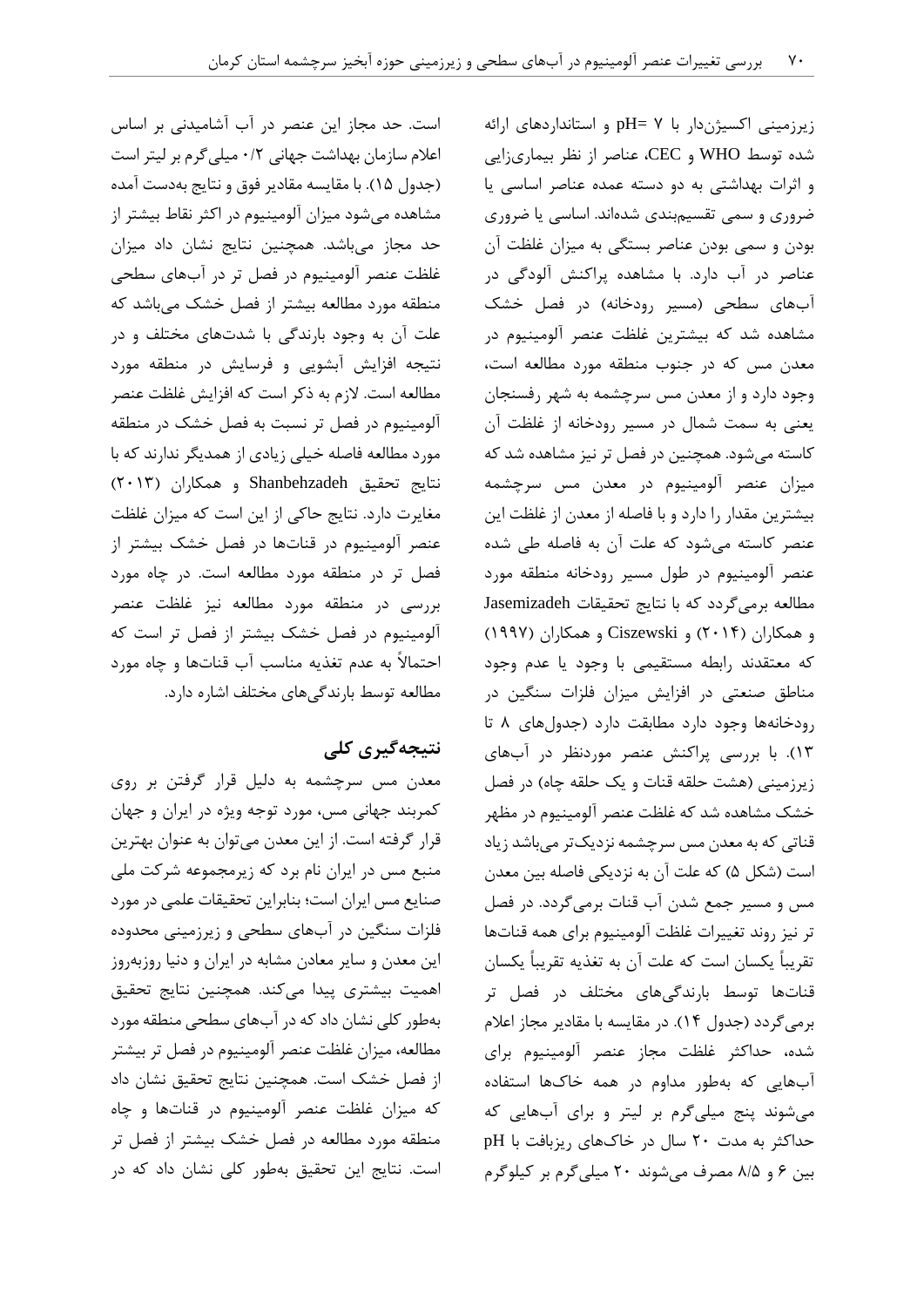زیرزمینی اکسیژن‌دار با pH= ۷ و استانداردهای ارائه شده توسط WHO و CEC، عناصر از نظر بیماری‌زایی و اثرات بهداشتی به دو دسته عمده عناصر اساسی یا ضروری و سمی تقسیم‌بندی شده‌اند. اساسی یا ضروری بودن و سمی بودن عناصر بستگی به میزان غلظت آن عناصر در آب دارد. با مشاهده پراکنش آلودگی در آب‌های سطحی (مسیر رودخانه) در فصل خشک مشاهده شد که بیشترین غلظت عنصر آلومینیوم در معدن مس که در جنوب منطقه مورد مطالعه است، وجود دارد و از معدن مس سرچشمه به شهر رفسنجان یعنی به سمت شمال در مسیر رودخانه از غلظت آن کاسته می‌شود. همچنین در فصل تر نیز مشاهده شد که میزان عنصر آلومینیوم در معدن مس سرچشمه بیشترین مقدار را دارد و با فاصله از معدن از غلظت این عنصر کاسته می‌شود که علت آن به فاصله طی شده عنصر آلومینیوم در طول مسیر رودخانه منطقه مورد مطالعه برمی‌گردد که با نتایج تحقیقات Jasemizadeh و همکاران (۲۰۱۴) و Ciszewski و همکاران (۱۹۹۷) که معتقدند رابطه مستقیمی با وجود یا عدم وجود مناطق صنعتی در افزایش میزان فلزات سنگین در رودخانه‌ها وجود دارد مطابقت دارد (جدول‌های ۸ تا ۱۳). با بررسی پراکنش عنصر موردنظر در آب‌های زیرزمینی (هشت حلقه قنات و یک حلقه چاه) در فصل خشک مشاهده شد که غلظت عنصر آلومینیوم در مظهر قناتی که به معدن مس سرچشمه نزدیک‌تر می‌باشد زیاد است (شکل ۵) که علت آن به نزدیکی فاصله بین معدن مس و مسیر جمع شدن آب قنات برمی‌گردد. در فصل تر نیز روند تغییرات غلظت آلومینیوم برای همه قنات‌ها تقریباً یکسان است که علت آن به تغذیه تقریباً یکسان قنات‌ها توسط بارندگی‌های مختلف در فصل تر برمی‌گردد (جدول ۱۴). در مقایسه با مقادیر مجاز اعلام شده، حداکثر غلظت مجاز عنصر آلومینیوم برای آب‌هایی که به‌طور مداوم در همه خاک‌ها استفاده می‌شوند پنج میلی‌گرم بر لیتر و برای آب‌هایی که حداکثر به مدت ۲۰ سال در خاک‌های ریزبافت با pH بین ۶ و ۸/۵ مصرف می‌شوند ۲۰ میلی‌گرم بر کیلوگرم است. حد مجاز این عنصر در آب آشامیدنی بر اساس اعلام سازمان بهداشت جهانی ۰/۲ میلی‌گرم بر لیتر است (جدول ۱۵). با مقایسه مقادیر فوق و نتایج به‌دست آمده مشاهده می‌شود میزان آلومینیوم در اکثر نقاط بیشتر از حد مجاز می‌باشد. همچنین نتایج نشان داد میزان غلظت عنصر آلومینیوم در فصل تر در آب‌های سطحی منطقه مورد مطالعه بیشتر از فصل خشک می‌باشد که علت آن به وجود بارندگی با شدت‌های مختلف و در نتیجه افزایش آبشویی و فرسایش در منطقه مورد مطالعه است. لازم به ذکر است که افزایش غلظت عنصر آلومینیوم در فصل تر نسبت به فصل خشک در منطقه مورد مطالعه فاصله خیلی زیادی از همدیگر ندارند که با نتایج تحقیق Shanbehzadeh و همکاران (۲۰۱۳) مغایرت دارد. نتایج حاکی از این است که میزان غلظت عنصر آلومینیوم در قنات‌ها در فصل خشک بیشتر از فصل تر در منطقه مورد مطالعه است. در چاه مورد بررسی در منطقه مورد مطالعه نیز غلظت عنصر آلومینیوم در فصل خشک بیشتر از فصل تر است که احتمالاً به عدم تغذیه مناسب آب قنات‌ها و چاه مورد مطالعه توسط بارندگی‌های مختلف اشاره دارد.

## نتیجه‌گیری کلی

معدن مس سرچشمه به دلیل قرار گرفتن بر روی کمربند جهانی مس، مورد توجه ویژه در ایران و جهان قرار گرفته است. از این معدن می‌توان به عنوان بهترین منبع مس در ایران نام برد که زیرمجموعه شرکت ملی صنایع مس ایران است؛ بنابراین تحقیقات علمی در مورد فلزات سنگین در آب‌های سطحی و زیرزمینی محدوده این معدن و سایر معادن مشابه در ایران و دنیا روزبه‌روز اهمیت بیشتری پیدا می‌کند. همچنین نتایج تحقیق به‌طور کلی نشان داد که در آب‌های سطحی منطقه مورد مطالعه، میزان غلظت عنصر آلومینیوم در فصل تر بیشتر از فصل خشک است. همچنین نتایج تحقیق نشان داد که میزان غلظت عنصر آلومینیوم در قنات‌ها و چاه منطقه مورد مطالعه در فصل خشک بیشتر از فصل تر است. نتایج این تحقیق به‌طور کلی نشان داد که در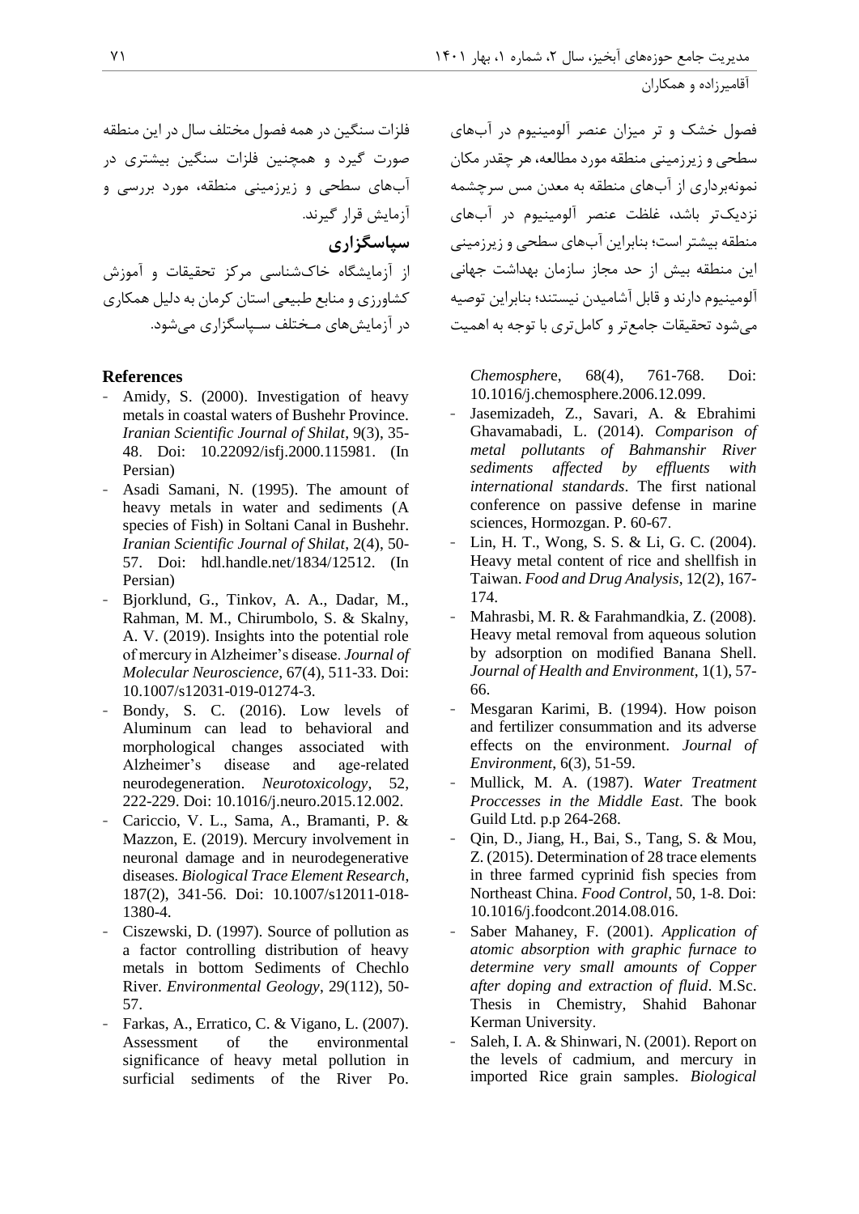فصول خشک و تر میزان عنصر آلومینیوم در آب‌های سطحی و زیرزمینی منطقه مورد مطالعه، هر چقدر مکان نمونه‌برداری از آب‌های منطقه به معدن مس سرچشمه نزدیک‌تر باشد، غلظت عنصر آلومینیوم در آب‌های منطقه بیشتر است؛ بنابراین آب‌های سطحی و زیرزمینی این منطقه بیش از حد مجاز سازمان بهداشت جهانی آلومینیوم دارند و قابل آشامیدن نیستند؛ بنابراین توصیه می‌شود تحقیقات جامع‌تر و کامل‌تری با توجه به اهمیت فلزات سنگین در همه فصول مختلف سال در این منطقه صورت گیرد و همچنین فلزات سنگین بیشتری در آب‌های سطحی و زیرزمینی منطقه، مورد بررسی و آزمایش قرار گیرند.

## سپاسگزاری

از آزمایشگاه خاک‌شناسی مرکز تحقیقات و آموزش کشاورزی و منابع طبیعی استان کرمان به دلیل همکاری در آزمایش‌های مـختلف سـپاسگزاری می‌شود.

## References

- Amidy, S. (2000). Investigation of heavy metals in coastal waters of Bushehr Province. *Iranian Scientific Journal of Shilat*, 9(3), 35-48. Doi: 10.22092/isfj.2000.115981. (In Persian)
- Asadi Samani, N. (1995). The amount of heavy metals in water and sediments (A species of Fish) in Soltani Canal in Bushehr. *Iranian Scientific Journal of Shilat*, 2(4), 50-57. Doi: hdl.handle.net/1834/12512. (In Persian)
- Bjorklund, G., Tinkov, A. A., Dadar, M., Rahman, M. M., Chirumbolo, S. & Skalny, A. V. (2019). Insights into the potential role of mercury in Alzheimer's disease. *Journal of Molecular Neuroscience*, 67(4), 511-33. Doi: 10.1007/s12031-019-01274-3.
- Bondy, S. C. (2016). Low levels of Aluminum can lead to behavioral and morphological changes associated with Alzheimer's disease and age-related neurodegeneration. *Neurotoxicology*, 52, 222-229. Doi: 10.1016/j.neuro.2015.12.002.
- Cariccio, V. L., Sama, A., Bramanti, P. & Mazzon, E. (2019). Mercury involvement in neuronal damage and in neurodegenerative diseases. *Biological Trace Element Research*, 187(2), 341-56. Doi: 10.1007/s12011-018-1380-4.
- Ciszewski, D. (1997). Source of pollution as a factor controlling distribution of heavy metals in bottom Sediments of Chechlo River. *Environmental Geology*, 29(112), 50-57.
- Farkas, A., Erratico, C. & Vigano, L. (2007). Assessment of the environmental significance of heavy metal pollution in surficial sediments of the River Po. *Chemosphere*, 68(4), 761-768. Doi: 10.1016/j.chemosphere.2006.12.099.
- Jasemizadeh, Z., Savari, A. & Ebrahimi Ghavamabadi, L. (2014). *Comparison of metal pollutants of Bahmanshir River sediments affected by effluents with international standards*. The first national conference on passive defense in marine sciences, Hormozgan. P. 60-67.
- Lin, H. T., Wong, S. S. & Li, G. C. (2004). Heavy metal content of rice and shellfish in Taiwan. *Food and Drug Analysis*, 12(2), 167-174.
- Mahrasbi, M. R. & Farahmandkia, Z. (2008). Heavy metal removal from aqueous solution by adsorption on modified Banana Shell. *Journal of Health and Environment*, 1(1), 57-66.
- Mesgaran Karimi, B. (1994). How poison and fertilizer consummation and its adverse effects on the environment. *Journal of Environment*, 6(3), 51-59.
- Mullick, M. A. (1987). *Water Treatment Proccesses in the Middle East*. The book Guild Ltd. p.p 264-268.
- Qin, D., Jiang, H., Bai, S., Tang, S. & Mou, Z. (2015). Determination of 28 trace elements in three farmed cyprinid fish species from Northeast China. *Food Control*, 50, 1-8. Doi: 10.1016/j.foodcont.2014.08.016.
- Saber Mahaney, F. (2001). *Application of atomic absorption with graphic furnace to determine very small amounts of Copper after doping and extraction of fluid*. M.Sc. Thesis in Chemistry, Shahid Bahonar Kerman University.
- Saleh, I. A. & Shinwari, N. (2001). Report on the levels of cadmium, and mercury in imported Rice grain samples. *Biological*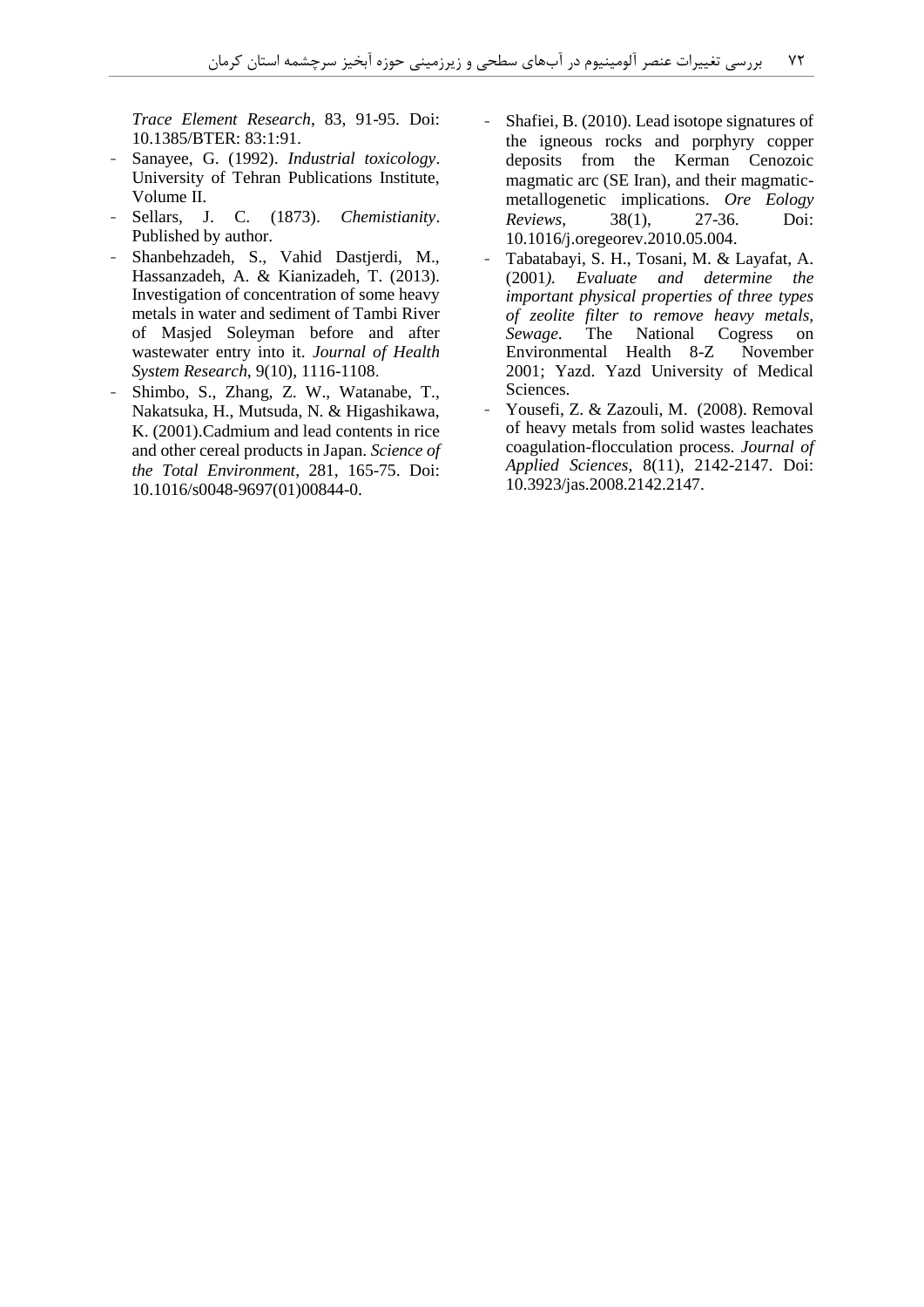*Trace Element Research*, 83, 91-95. Doi: 10.1385/BTER: 83:1:91.

- Sanayee, G. (1992). *Industrial toxicology*. University of Tehran Publications Institute, Volume II.
- Sellars, J. C. (1873). *Chemistianity*. Published by author.
- Shanbehzadeh, S., Vahid Dastjerdi, M., Hassanzadeh, A. & Kianizadeh, T. (2013). Investigation of concentration of some heavy metals in water and sediment of Tambi River of Masjed Soleyman before and after wastewater entry into it. *Journal of Health System Research*, 9(10), 1116-1108.
- Shimbo, S., Zhang, Z. W., Watanabe, T., Nakatsuka, H., Mutsuda, N. & Higashikawa, K. (2001).Cadmium and lead contents in rice and other cereal products in Japan. *Science of the Total Environment*, 281, 165-75. Doi: 10.1016/s0048-9697(01)00844-0.
- Shafiei, B. (2010). Lead isotope signatures of the igneous rocks and porphyry copper deposits from the Kerman Cenozoic magmatic arc (SE Iran), and their magmatic-metallogenetic implications. *Ore Eology Reviews*, 38(1), 27-36. Doi: 10.1016/j.oregeorev.2010.05.004.
- Tabatabayi, S. H., Tosani, M. & Layafat, A. (2001*). Evaluate and determine the important physical properties of three types of zeolite filter to remove heavy metals, Sewage*. The National Cogress on Environmental Health 8-Z November 2001; Yazd. Yazd University of Medical Sciences.
- Yousefi, Z. & Zazouli, M. (2008). Removal of heavy metals from solid wastes leachates coagulation-flocculation process. *Journal of Applied Sciences*, 8(11), 2142-2147. Doi: 10.3923/jas.2008.2142.2147.